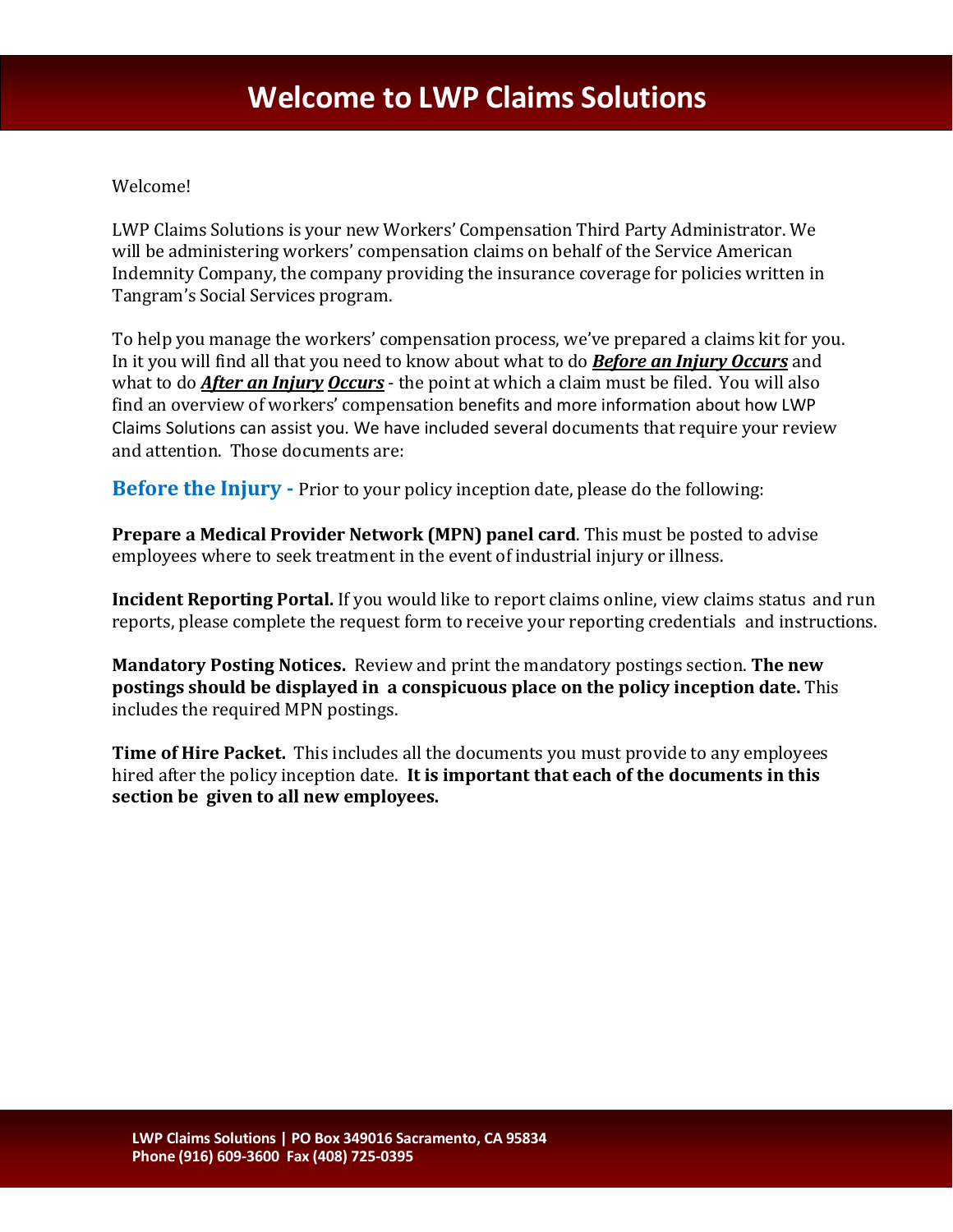# Welcome to LWP Claims Solutions

Welcome!

LWP Claims Solutions is your new Workers' Compensation Third Party Administrator. We will be administering workers' compensation claims on behalf of the Service American Indemnity Company, the company providing the insurance coverage for policies written in Tangram's Social Services program.

To help you manage the workers' compensation process, we've prepared a claims kit for you. In it you will find all that you need to know about what to do ***Before an Injury Occurs*** and what to do ***After an Injury Occurs*** - the point at which a claim must be filed. You will also find an overview of workers' compensation benefits and more information about how LWP Claims Solutions can assist you. We have included several documents that require your review and attention. Those documents are:

**Before the Injury -** Prior to your policy inception date, please do the following:

**Prepare a Medical Provider Network (MPN) panel card**. This must be posted to advise employees where to seek treatment in the event of industrial injury or illness.

**Incident Reporting Portal.** If you would like to report claims online, view claims status and run reports, please complete the request form to receive your reporting credentials and instructions.

**Mandatory Posting Notices.** Review and print the mandatory postings section. **The new postings should be displayed in a conspicuous place on the policy inception date.** This includes the required MPN postings.

**Time of Hire Packet.** This includes all the documents you must provide to any employees hired after the policy inception date. **It is important that each of the documents in this section be given to all new employees.**

**LWP Claims Solutions | PO Box 349016 Sacramento, CA 95834**
**Phone (916) 609-3600 Fax (408) 725-0395**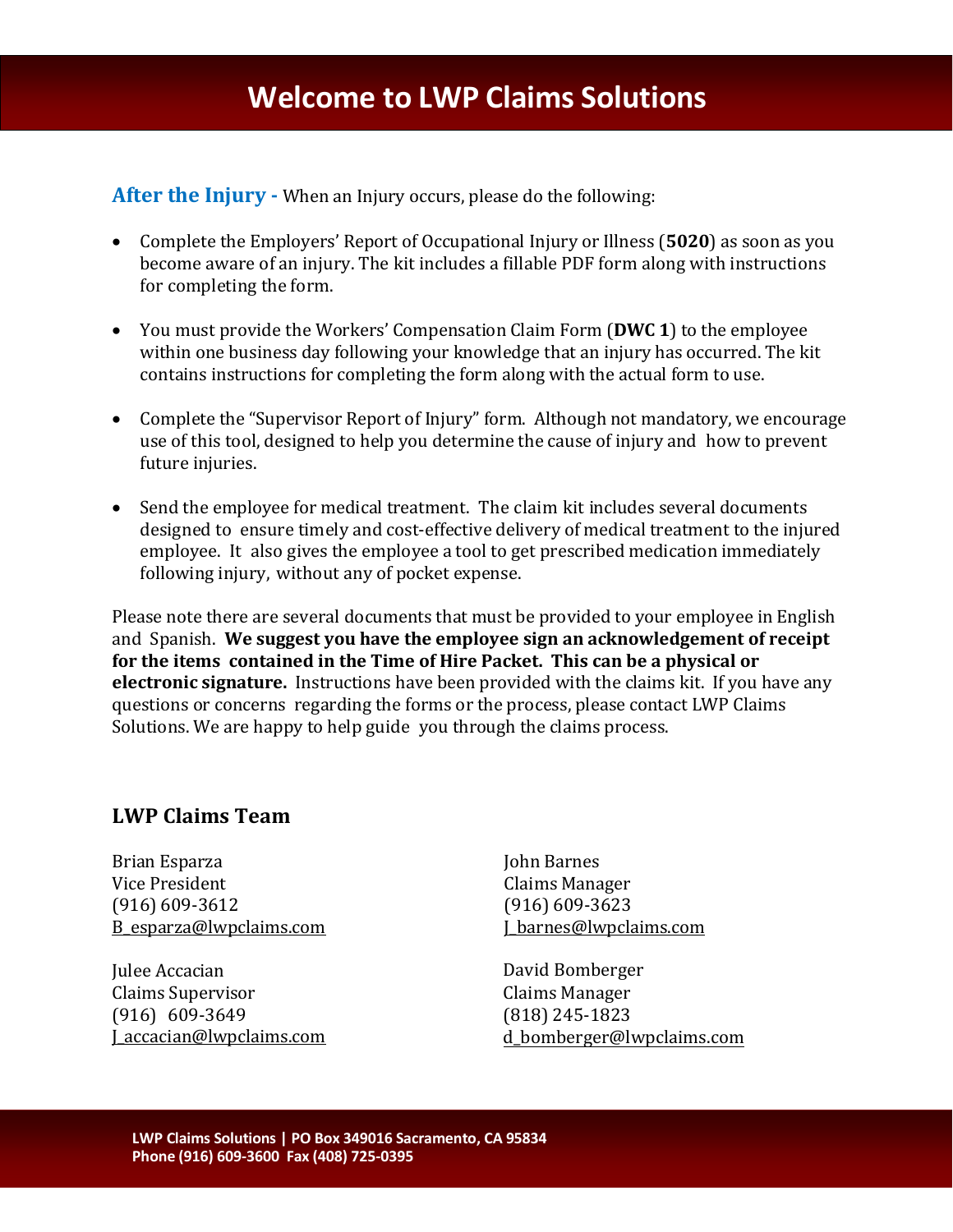# Welcome to LWP Claims Solutions

**After the Injury -** When an Injury occurs, please do the following:

- Complete the Employers' Report of Occupational Injury or Illness (**5020**) as soon as you become aware of an injury. The kit includes a fillable PDF form along with instructions for completing the form.
- You must provide the Workers' Compensation Claim Form (**DWC 1**) to the employee within one business day following your knowledge that an injury has occurred. The kit contains instructions for completing the form along with the actual form to use.
- Complete the "Supervisor Report of Injury" form. Although not mandatory, we encourage use of this tool, designed to help you determine the cause of injury and how to prevent future injuries.
- Send the employee for medical treatment. The claim kit includes several documents designed to ensure timely and cost-effective delivery of medical treatment to the injured employee. It also gives the employee a tool to get prescribed medication immediately following injury, without any of pocket expense.

Please note there are several documents that must be provided to your employee in English and Spanish. **We suggest you have the employee sign an acknowledgement of receipt for the items contained in the Time of Hire Packet. This can be a physical or electronic signature.** Instructions have been provided with the claims kit. If you have any questions or concerns regarding the forms or the process, please contact LWP Claims Solutions. We are happy to help guide you through the claims process.

## LWP Claims Team

Brian Esparza
Vice President
(916) 609-3612
B_esparza@lwpclaims.com

Julee Accacian
Claims Supervisor
(916) 609-3649
J_accacian@lwpclaims.com

John Barnes
Claims Manager
(916) 609-3623
J_barnes@lwpclaims.com

David Bomberger
Claims Manager
(818) 245-1823
d_bomberger@lwpclaims.com

**LWP Claims Solutions | PO Box 349016 Sacramento, CA 95834**
**Phone (916) 609-3600 Fax (408) 725-0395**